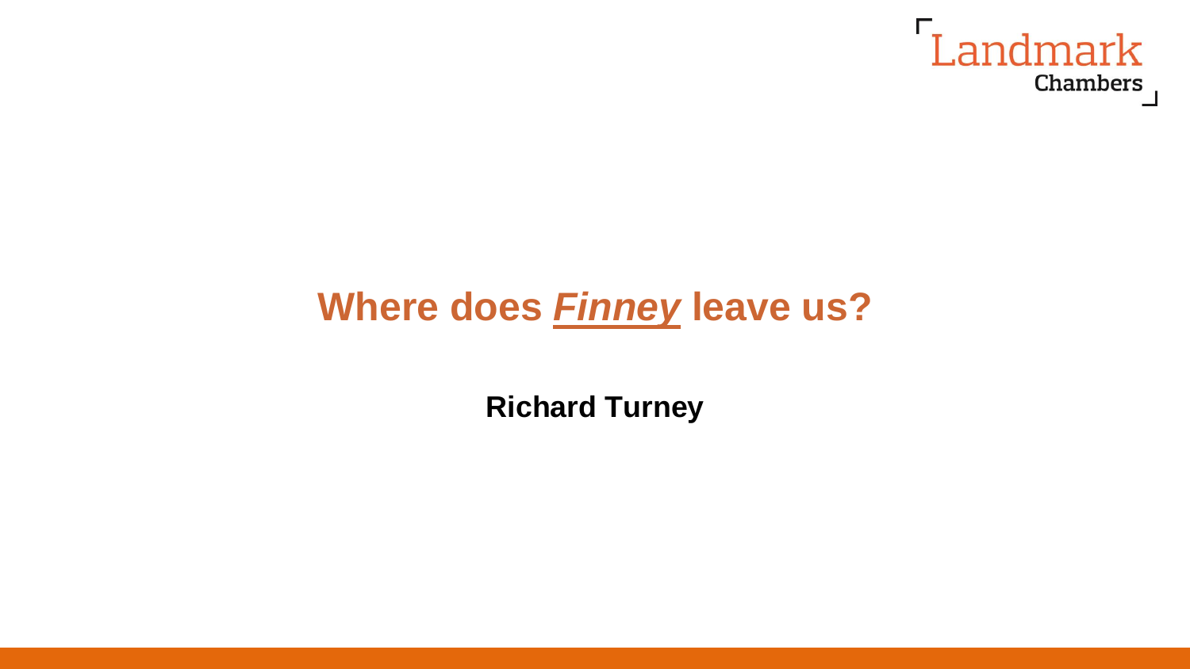Landmark Chambers

# Where does ***Finney*** leave us?

**Richard Turney**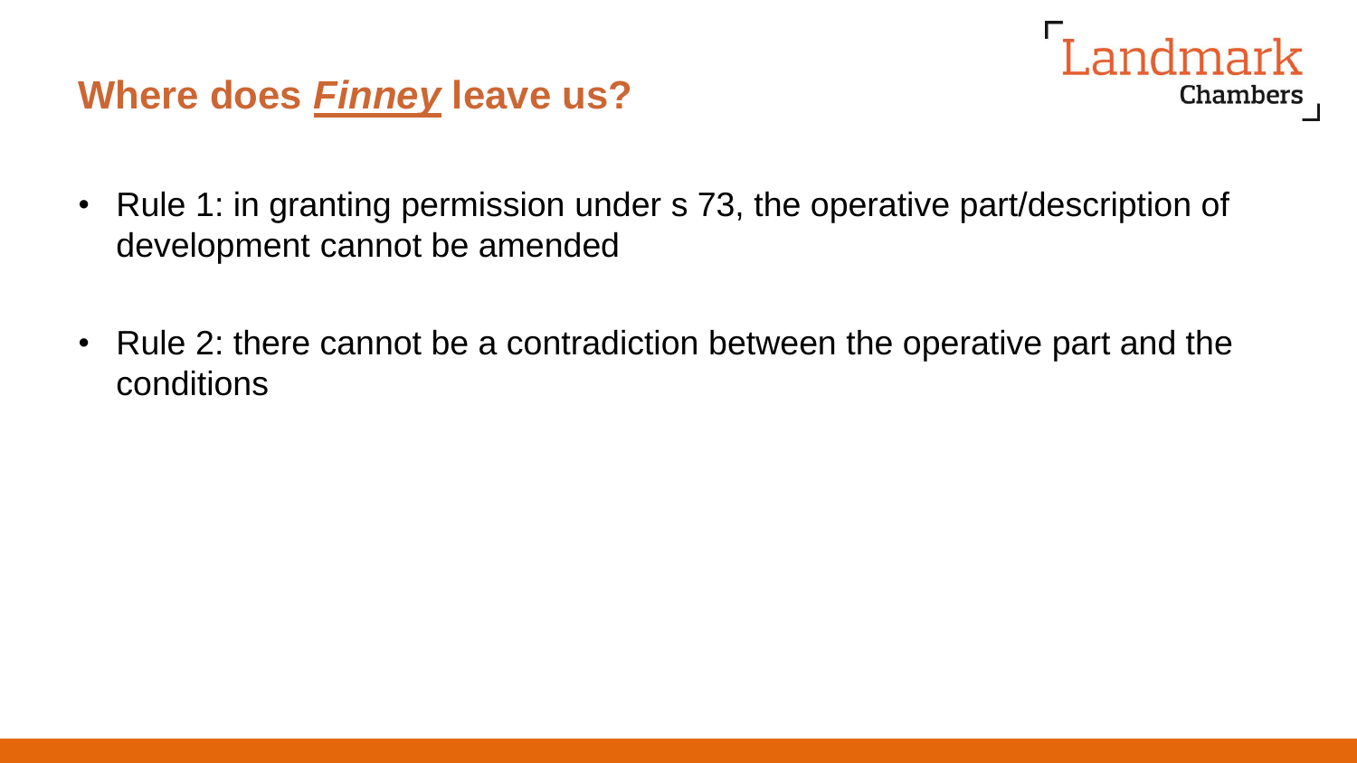## Where does ***Finney*** leave us?

- Rule 1: in granting permission under s 73, the operative part/description of development cannot be amended
- Rule 2: there cannot be a contradiction between the operative part and the conditions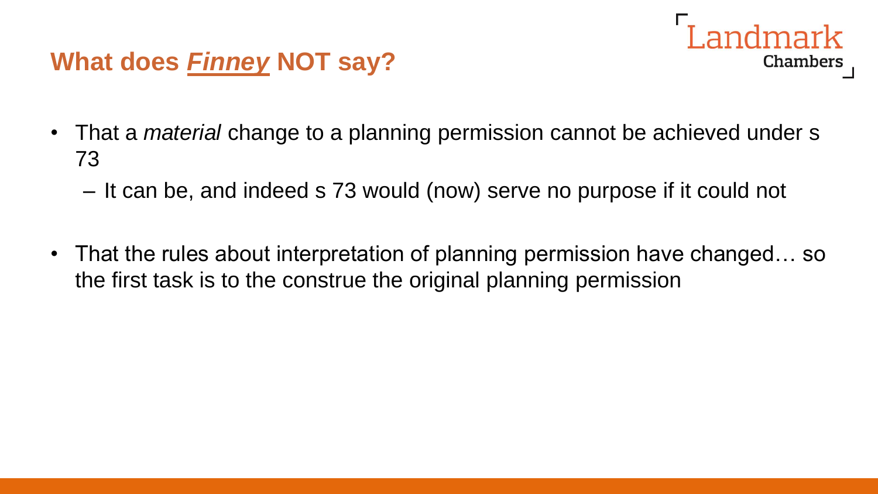# What does ***Finney*** NOT say?

- That a *material* change to a planning permission cannot be achieved under s 73
  - It can be, and indeed s 73 would (now) serve no purpose if it could not
- That the rules about interpretation of planning permission have changed… so the first task is to the construe the original planning permission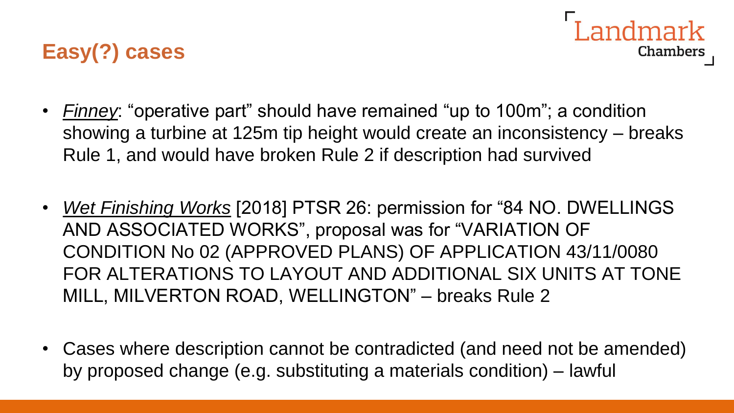## Easy(?) cases

- *Finney*: "operative part" should have remained "up to 100m"; a condition showing a turbine at 125m tip height would create an inconsistency – breaks Rule 1, and would have broken Rule 2 if description had survived

- *Wet Finishing Works* [2018] PTSR 26: permission for "84 NO. DWELLINGS AND ASSOCIATED WORKS", proposal was for "VARIATION OF CONDITION No 02 (APPROVED PLANS) OF APPLICATION 43/11/0080 FOR ALTERATIONS TO LAYOUT AND ADDITIONAL SIX UNITS AT TONE MILL, MILVERTON ROAD, WELLINGTON" – breaks Rule 2

- Cases where description cannot be contradicted (and need not be amended) by proposed change (e.g. substituting a materials condition) – lawful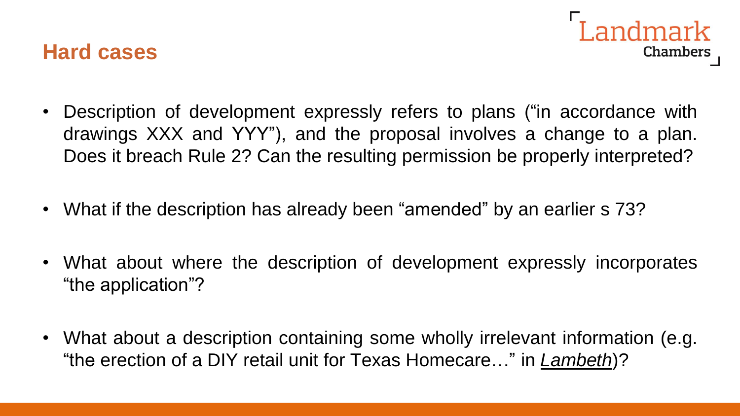## Hard cases

- Description of development expressly refers to plans ("in accordance with drawings XXX and YYY"), and the proposal involves a change to a plan. Does it breach Rule 2? Can the resulting permission be properly interpreted?

- What if the description has already been "amended" by an earlier s 73?

- What about where the description of development expressly incorporates "the application"?

- What about a description containing some wholly irrelevant information (e.g. "the erection of a DIY retail unit for Texas Homecare…" in *Lambeth*)?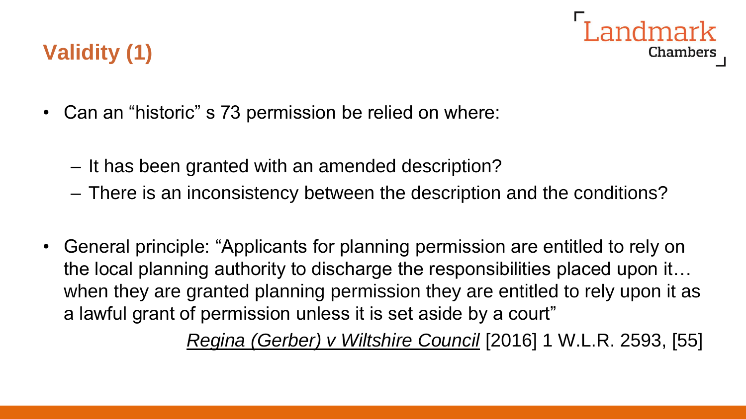## Validity (1)

- Can an "historic" s 73 permission be relied on where:
  - It has been granted with an amended description?
  - There is an inconsistency between the description and the conditions?

- General principle: "Applicants for planning permission are entitled to rely on the local planning authority to discharge the responsibilities placed upon it… when they are granted planning permission they are entitled to rely upon it as a lawful grant of permission unless it is set aside by a court"

  *Regina (Gerber) v Wiltshire Council* [2016] 1 W.L.R. 2593, [55]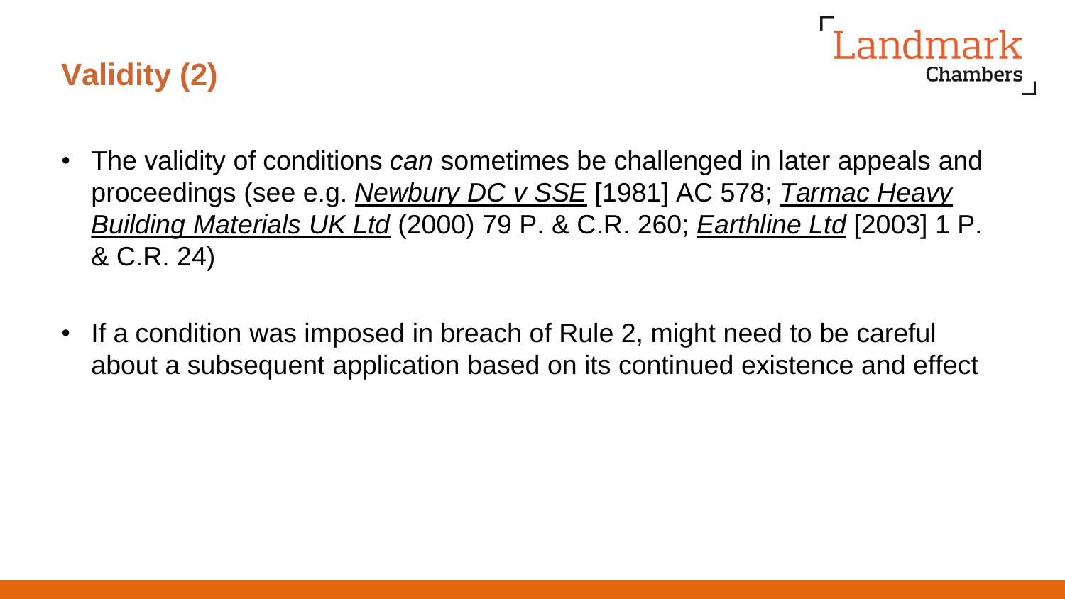## Validity (2)

- The validity of conditions *can* sometimes be challenged in later appeals and proceedings (see e.g. *Newbury DC v SSE* [1981] AC 578; *Tarmac Heavy Building Materials UK Ltd* (2000) 79 P. & C.R. 260; *Earthline Ltd* [2003] 1 P. & C.R. 24)

- If a condition was imposed in breach of Rule 2, might need to be careful about a subsequent application based on its continued existence and effect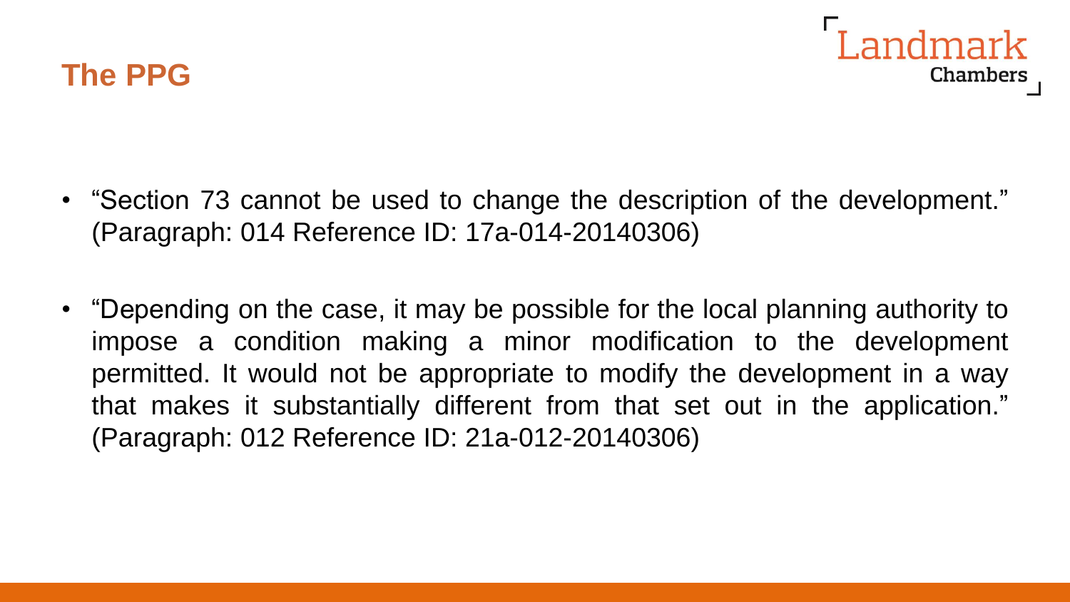## The PPG

- “Section 73 cannot be used to change the description of the development.” (Paragraph: 014 Reference ID: 17a-014-20140306)

- “Depending on the case, it may be possible for the local planning authority to impose a condition making a minor modification to the development permitted. It would not be appropriate to modify the development in a way that makes it substantially different from that set out in the application.” (Paragraph: 012 Reference ID: 21a-012-20140306)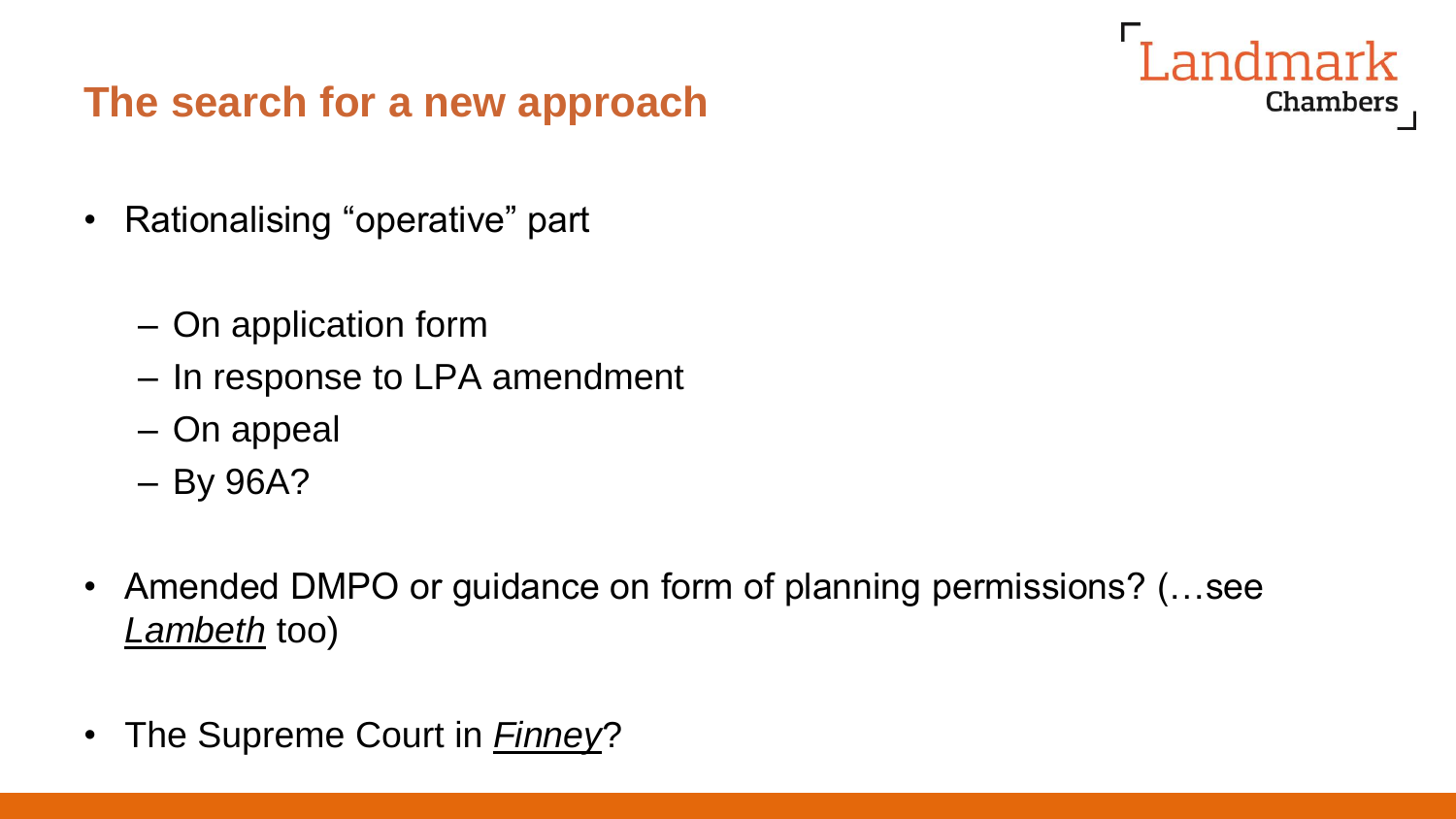## The search for a new approach

- Rationalising "operative" part
  - On application form
  - In response to LPA amendment
  - On appeal
  - By 96A?
- Amended DMPO or guidance on form of planning permissions? (…see *Lambeth* too)
- The Supreme Court in *Finney*?